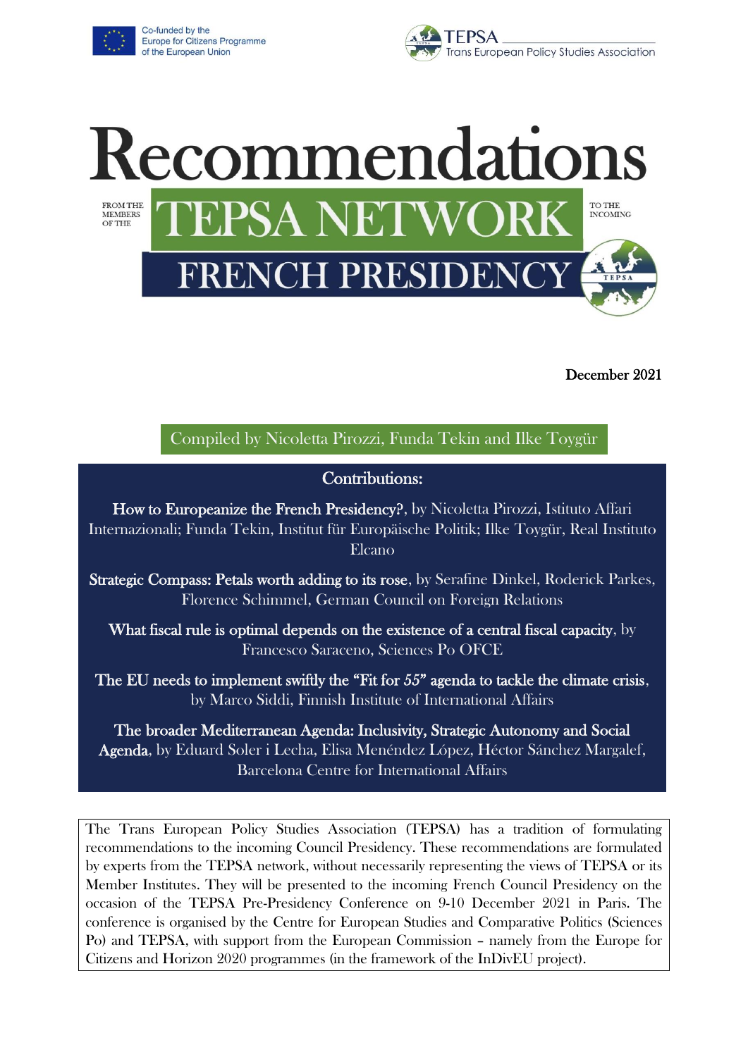Co-funded by the Europe for Citizens Programme of the European Union

TEPSA Trans European Policy Studies Association

# Recommendations

FROM THE MEMBERS OF THE **TEPSA NETWORK** TO THE INCOMING **FRENCH PRESIDENCY**

December 2021

Compiled by Nicoletta Pirozzi, Funda Tekin and Ilke Toygür

## Contributions:

**How to Europeanize the French Presidency?**, by Nicoletta Pirozzi, Istituto Affari Internazionali; Funda Tekin, Institut für Europäische Politik; Ilke Toygür, Real Instituto Elcano

**Strategic Compass: Petals worth adding to its rose**, by Serafine Dinkel, Roderick Parkes, Florence Schimmel, German Council on Foreign Relations

**What fiscal rule is optimal depends on the existence of a central fiscal capacity**, by Francesco Saraceno, Sciences Po OFCE

**The EU needs to implement swiftly the "Fit for 55" agenda to tackle the climate crisis**, by Marco Siddi, Finnish Institute of International Affairs

**The broader Mediterranean Agenda: Inclusivity, Strategic Autonomy and Social Agenda**, by Eduard Soler i Lecha, Elisa Menéndez López, Héctor Sánchez Margalef, Barcelona Centre for International Affairs

The Trans European Policy Studies Association (TEPSA) has a tradition of formulating recommendations to the incoming Council Presidency. These recommendations are formulated by experts from the TEPSA network, without necessarily representing the views of TEPSA or its Member Institutes. They will be presented to the incoming French Council Presidency on the occasion of the TEPSA Pre-Presidency Conference on 9-10 December 2021 in Paris. The conference is organised by the Centre for European Studies and Comparative Politics (Sciences Po) and TEPSA, with support from the European Commission – namely from the Europe for Citizens and Horizon 2020 programmes (in the framework of the InDivEU project).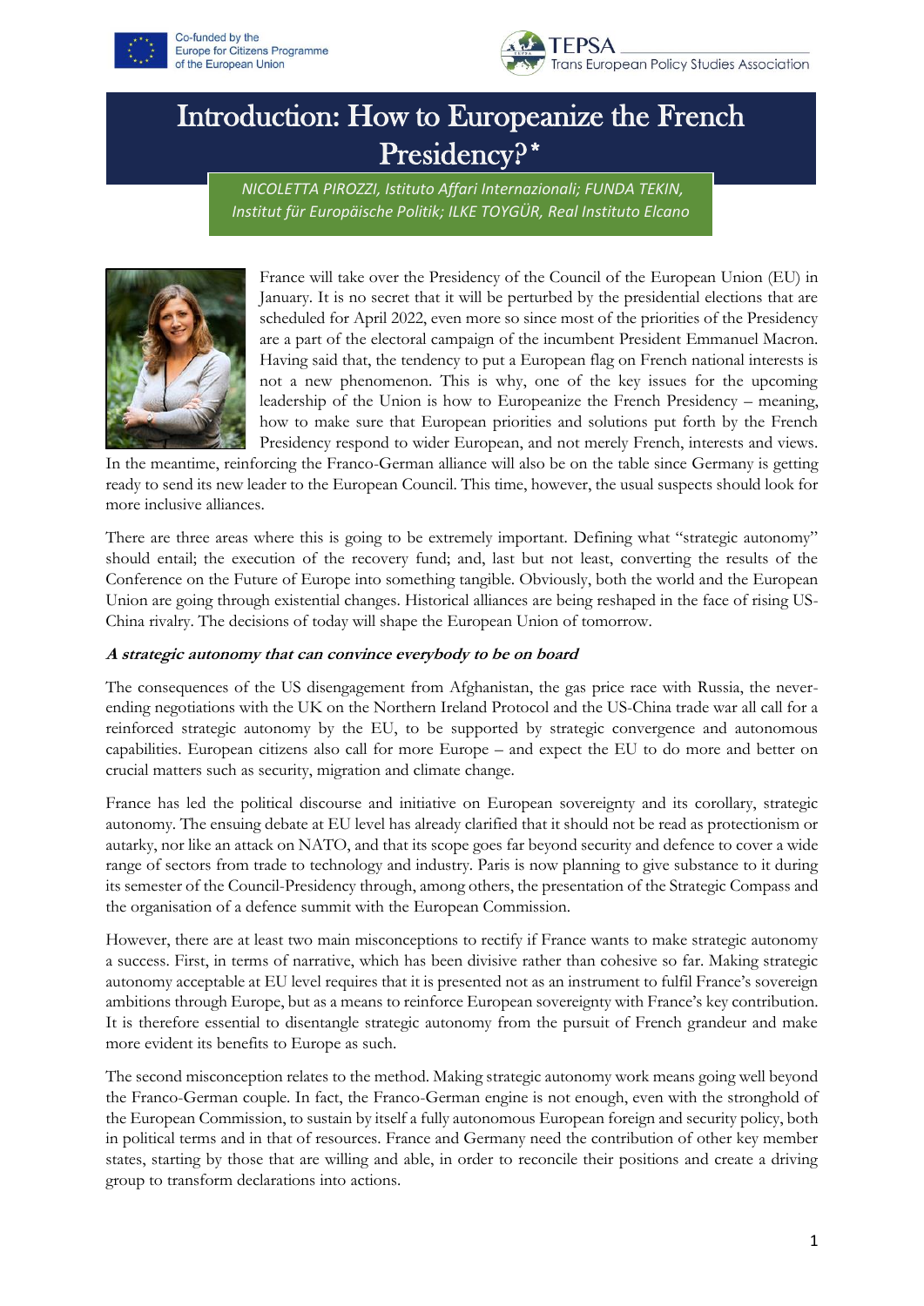# Introduction: How to Europeanize the French Presidency?*

*NICOLETTA PIROZZI, Istituto Affari Internazionali; FUNDA TEKIN, Institut für Europäische Politik; ILKE TOYGÜR, Real Instituto Elcano*

France will take over the Presidency of the Council of the European Union (EU) in January. It is no secret that it will be perturbed by the presidential elections that are scheduled for April 2022, even more so since most of the priorities of the Presidency are a part of the electoral campaign of the incumbent President Emmanuel Macron. Having said that, the tendency to put a European flag on French national interests is not a new phenomenon. This is why, one of the key issues for the upcoming leadership of the Union is how to Europeanize the French Presidency – meaning, how to make sure that European priorities and solutions put forth by the French Presidency respond to wider European, and not merely French, interests and views. In the meantime, reinforcing the Franco-German alliance will also be on the table since Germany is getting ready to send its new leader to the European Council. This time, however, the usual suspects should look for more inclusive alliances.

There are three areas where this is going to be extremely important. Defining what "strategic autonomy" should entail; the execution of the recovery fund; and, last but not least, converting the results of the Conference on the Future of Europe into something tangible. Obviously, both the world and the European Union are going through existential changes. Historical alliances are being reshaped in the face of rising US-China rivalry. The decisions of today will shape the European Union of tomorrow.

***A strategic autonomy that can convince everybody to be on board***

The consequences of the US disengagement from Afghanistan, the gas price race with Russia, the never-ending negotiations with the UK on the Northern Ireland Protocol and the US-China trade war all call for a reinforced strategic autonomy by the EU, to be supported by strategic convergence and autonomous capabilities. European citizens also call for more Europe – and expect the EU to do more and better on crucial matters such as security, migration and climate change.

France has led the political discourse and initiative on European sovereignty and its corollary, strategic autonomy. The ensuing debate at EU level has already clarified that it should not be read as protectionism or autarky, nor like an attack on NATO, and that its scope goes far beyond security and defence to cover a wide range of sectors from trade to technology and industry. Paris is now planning to give substance to it during its semester of the Council-Presidency through, among others, the presentation of the Strategic Compass and the organisation of a defence summit with the European Commission.

However, there are at least two main misconceptions to rectify if France wants to make strategic autonomy a success. First, in terms of narrative, which has been divisive rather than cohesive so far. Making strategic autonomy acceptable at EU level requires that it is presented not as an instrument to fulfil France's sovereign ambitions through Europe, but as a means to reinforce European sovereignty with France's key contribution. It is therefore essential to disentangle strategic autonomy from the pursuit of French grandeur and make more evident its benefits to Europe as such.

The second misconception relates to the method. Making strategic autonomy work means going well beyond the Franco-German couple. In fact, the Franco-German engine is not enough, even with the stronghold of the European Commission, to sustain by itself a fully autonomous European foreign and security policy, both in political terms and in that of resources. France and Germany need the contribution of other key member states, starting by those that are willing and able, in order to reconcile their positions and create a driving group to transform declarations into actions.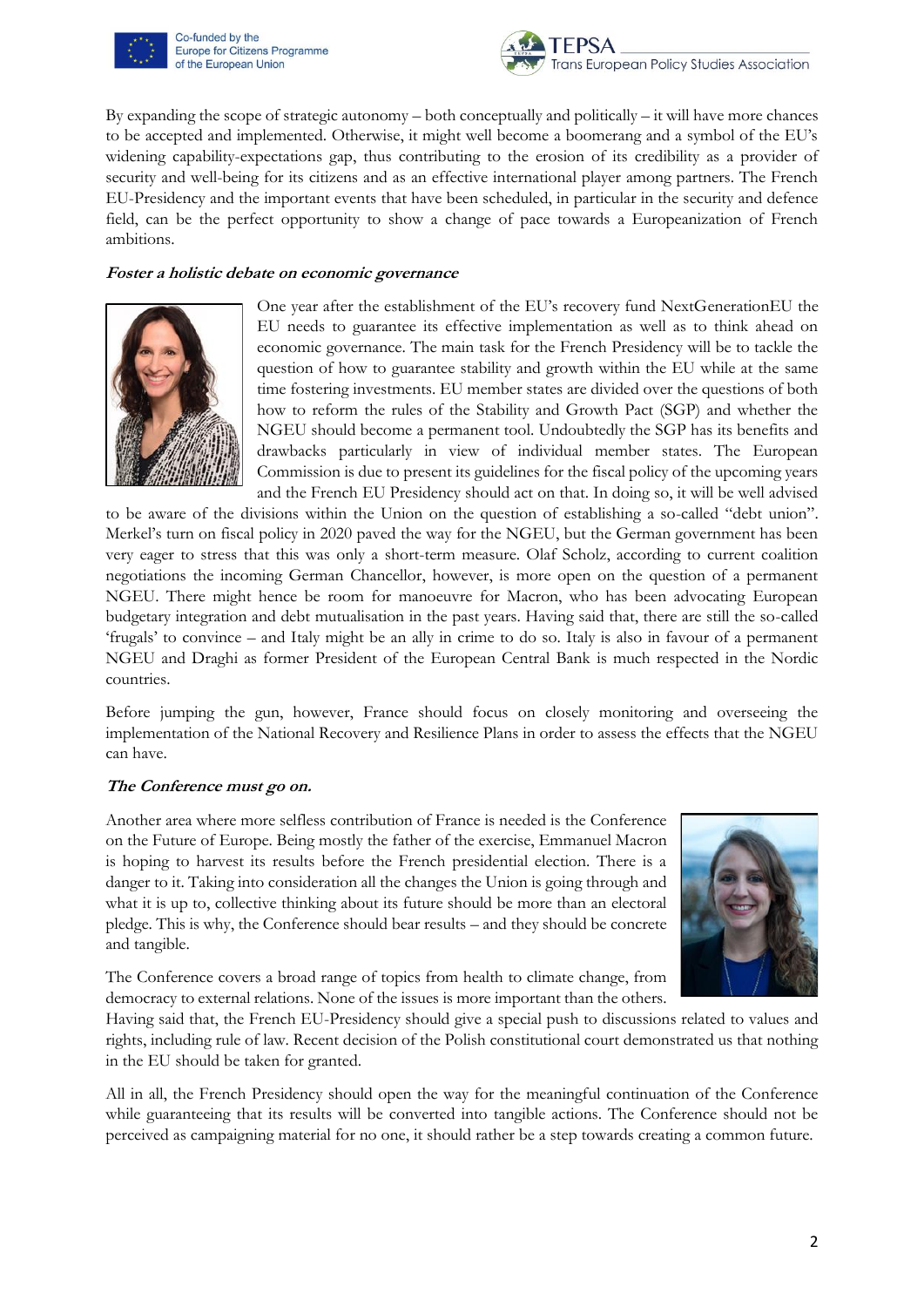By expanding the scope of strategic autonomy – both conceptually and politically – it will have more chances to be accepted and implemented. Otherwise, it might well become a boomerang and a symbol of the EU's widening capability-expectations gap, thus contributing to the erosion of its credibility as a provider of security and well-being for its citizens and as an effective international player among partners. The French EU-Presidency and the important events that have been scheduled, in particular in the security and defence field, can be the perfect opportunity to show a change of pace towards a Europeanization of French ambitions.

### *Foster a holistic debate on economic governance*

One year after the establishment of the EU's recovery fund NextGenerationEU the EU needs to guarantee its effective implementation as well as to think ahead on economic governance. The main task for the French Presidency will be to tackle the question of how to guarantee stability and growth within the EU while at the same time fostering investments. EU member states are divided over the questions of both how to reform the rules of the Stability and Growth Pact (SGP) and whether the NGEU should become a permanent tool. Undoubtedly the SGP has its benefits and drawbacks particularly in view of individual member states. The European Commission is due to present its guidelines for the fiscal policy of the upcoming years and the French EU Presidency should act on that. In doing so, it will be well advised to be aware of the divisions within the Union on the question of establishing a so-called "debt union". Merkel's turn on fiscal policy in 2020 paved the way for the NGEU, but the German government has been very eager to stress that this was only a short-term measure. Olaf Scholz, according to current coalition negotiations the incoming German Chancellor, however, is more open on the question of a permanent NGEU. There might hence be room for manoeuvre for Macron, who has been advocating European budgetary integration and debt mutualisation in the past years. Having said that, there are still the so-called 'frugals' to convince – and Italy might be an ally in crime to do so. Italy is also in favour of a permanent NGEU and Draghi as former President of the European Central Bank is much respected in the Nordic countries.

Before jumping the gun, however, France should focus on closely monitoring and overseeing the implementation of the National Recovery and Resilience Plans in order to assess the effects that the NGEU can have.

### *The Conference must go on.*

Another area where more selfless contribution of France is needed is the Conference on the Future of Europe. Being mostly the father of the exercise, Emmanuel Macron is hoping to harvest its results before the French presidential election. There is a danger to it. Taking into consideration all the changes the Union is going through and what it is up to, collective thinking about its future should be more than an electoral pledge. This is why, the Conference should bear results – and they should be concrete and tangible.

The Conference covers a broad range of topics from health to climate change, from democracy to external relations. None of the issues is more important than the others. Having said that, the French EU-Presidency should give a special push to discussions related to values and rights, including rule of law. Recent decision of the Polish constitutional court demonstrated us that nothing in the EU should be taken for granted.

All in all, the French Presidency should open the way for the meaningful continuation of the Conference while guaranteeing that its results will be converted into tangible actions. The Conference should not be perceived as campaigning material for no one, it should rather be a step towards creating a common future.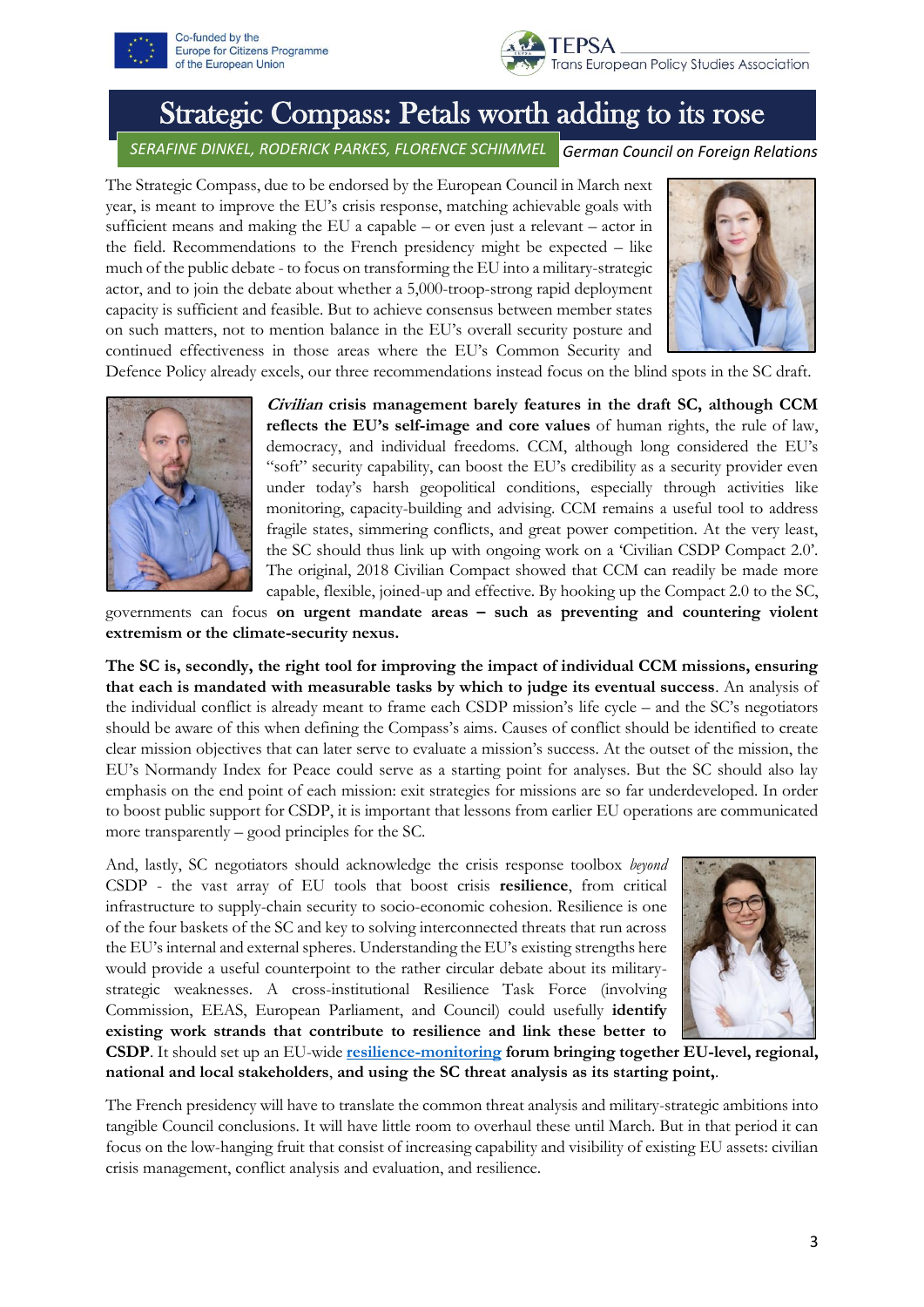# Strategic Compass: Petals worth adding to its rose

*SERAFINE DINKEL, RODERICK PARKES, FLORENCE SCHIMMEL* *German Council on Foreign Relations*

The Strategic Compass, due to be endorsed by the European Council in March next year, is meant to improve the EU's crisis response, matching achievable goals with sufficient means and making the EU a capable – or even just a relevant – actor in the field. Recommendations to the French presidency might be expected – like much of the public debate - to focus on transforming the EU into a military-strategic actor, and to join the debate about whether a 5,000-troop-strong rapid deployment capacity is sufficient and feasible. But to achieve consensus between member states on such matters, not to mention balance in the EU's overall security posture and continued effectiveness in those areas where the EU's Common Security and Defence Policy already excels, our three recommendations instead focus on the blind spots in the SC draft.

***Civilian*** **crisis management barely features in the draft SC, although CCM reflects the EU's self-image and core values** of human rights, the rule of law, democracy, and individual freedoms. CCM, although long considered the EU's "soft" security capability, can boost the EU's credibility as a security provider even under today's harsh geopolitical conditions, especially through activities like monitoring, capacity-building and advising. CCM remains a useful tool to address fragile states, simmering conflicts, and great power competition. At the very least, the SC should thus link up with ongoing work on a 'Civilian CSDP Compact 2.0'. The original, 2018 Civilian Compact showed that CCM can readily be made more capable, flexible, joined-up and effective. By hooking up the Compact 2.0 to the SC, governments can focus **on urgent mandate areas – such as preventing and countering violent extremism or the climate-security nexus.**

**The SC is, secondly, the right tool for improving the impact of individual CCM missions, ensuring that each is mandated with measurable tasks by which to judge its eventual success**. An analysis of the individual conflict is already meant to frame each CSDP mission's life cycle – and the SC's negotiators should be aware of this when defining the Compass's aims. Causes of conflict should be identified to create clear mission objectives that can later serve to evaluate a mission's success. At the outset of the mission, the EU's Normandy Index for Peace could serve as a starting point for analyses. But the SC should also lay emphasis on the end point of each mission: exit strategies for missions are so far underdeveloped. In order to boost public support for CSDP, it is important that lessons from earlier EU operations are communicated more transparently – good principles for the SC.

And, lastly, SC negotiators should acknowledge the crisis response toolbox *beyond* CSDP - the vast array of EU tools that boost crisis **resilience**, from critical infrastructure to supply-chain security to socio-economic cohesion. Resilience is one of the four baskets of the SC and key to solving interconnected threats that run across the EU's internal and external spheres. Understanding the EU's existing strengths here would provide a useful counterpoint to the rather circular debate about its military-strategic weaknesses. A cross-institutional Resilience Task Force (involving Commission, EEAS, European Parliament, and Council) could usefully **identify existing work strands that contribute to resilience and link these better to CSDP**. It should set up an EU-wide **[resilience-monitoring](resilience-monitoring) forum bringing together EU-level, regional, national and local stakeholders**, **and using the SC threat analysis as its starting point,**.

The French presidency will have to translate the common threat analysis and military-strategic ambitions into tangible Council conclusions. It will have little room to overhaul these until March. But in that period it can focus on the low-hanging fruit that consist of increasing capability and visibility of existing EU assets: civilian crisis management, conflict analysis and evaluation, and resilience.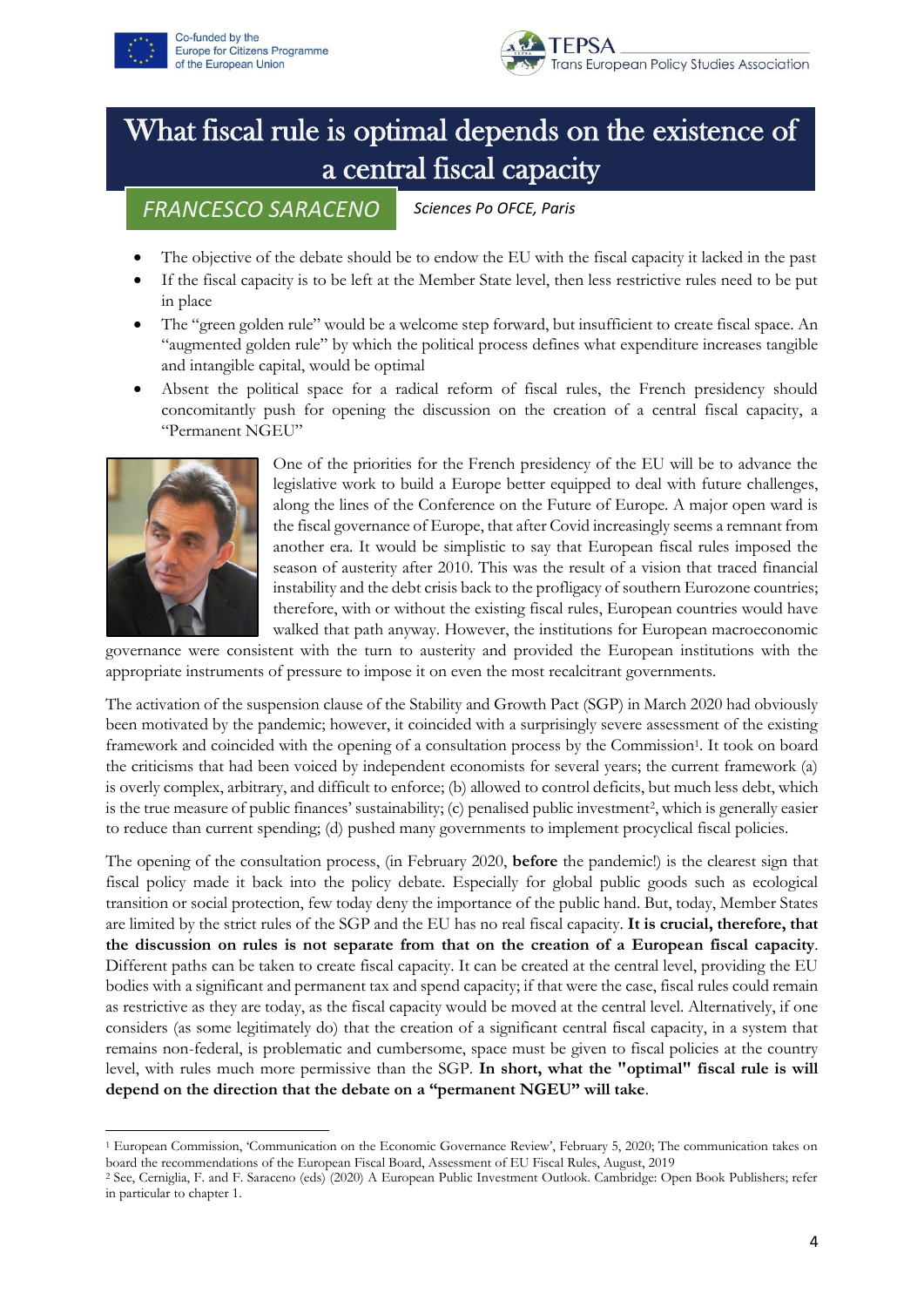# What fiscal rule is optimal depends on the existence of a central fiscal capacity

**FRANCESCO SARACENO** *Sciences Po OFCE, Paris*

- The objective of the debate should be to endow the EU with the fiscal capacity it lacked in the past
- If the fiscal capacity is to be left at the Member State level, then less restrictive rules need to be put in place
- The "green golden rule" would be a welcome step forward, but insufficient to create fiscal space. An "augmented golden rule" by which the political process defines what expenditure increases tangible and intangible capital, would be optimal
- Absent the political space for a radical reform of fiscal rules, the French presidency should concomitantly push for opening the discussion on the creation of a central fiscal capacity, a "Permanent NGEU"

One of the priorities for the French presidency of the EU will be to advance the legislative work to build a Europe better equipped to deal with future challenges, along the lines of the Conference on the Future of Europe. A major open ward is the fiscal governance of Europe, that after Covid increasingly seems a remnant from another era. It would be simplistic to say that European fiscal rules imposed the season of austerity after 2010. This was the result of a vision that traced financial instability and the debt crisis back to the profligacy of southern Eurozone countries; therefore, with or without the existing fiscal rules, European countries would have walked that path anyway. However, the institutions for European macroeconomic governance were consistent with the turn to austerity and provided the European institutions with the appropriate instruments of pressure to impose it on even the most recalcitrant governments.

The activation of the suspension clause of the Stability and Growth Pact (SGP) in March 2020 had obviously been motivated by the pandemic; however, it coincided with a surprisingly severe assessment of the existing framework and coincided with the opening of a consultation process by the Commission[1]. It took on board the criticisms that had been voiced by independent economists for several years; the current framework (a) is overly complex, arbitrary, and difficult to enforce; (b) allowed to control deficits, but much less debt, which is the true measure of public finances' sustainability; (c) penalised public investment[2], which is generally easier to reduce than current spending; (d) pushed many governments to implement procyclical fiscal policies.

The opening of the consultation process, (in February 2020, **before** the pandemic!) is the clearest sign that fiscal policy made it back into the policy debate. Especially for global public goods such as ecological transition or social protection, few today deny the importance of the public hand. But, today, Member States are limited by the strict rules of the SGP and the EU has no real fiscal capacity. **It is crucial, therefore, that the discussion on rules is not separate from that on the creation of a European fiscal capacity**. Different paths can be taken to create fiscal capacity. It can be created at the central level, providing the EU bodies with a significant and permanent tax and spend capacity; if that were the case, fiscal rules could remain as restrictive as they are today, as the fiscal capacity would be moved at the central level. Alternatively, if one considers (as some legitimately do) that the creation of a significant central fiscal capacity, in a system that remains non-federal, is problematic and cumbersome, space must be given to fiscal policies at the country level, with rules much more permissive than the SGP. **In short, what the "optimal" fiscal rule is will depend on the direction that the debate on a "permanent NGEU" will take**.

---

[1] European Commission, 'Communication on the Economic Governance Review', February 5, 2020; The communication takes on board the recommendations of the European Fiscal Board, Assessment of EU Fiscal Rules, August, 2019

[2] See, Cerniglia, F. and F. Saraceno (eds) (2020) A European Public Investment Outlook. Cambridge: Open Book Publishers; refer in particular to chapter 1.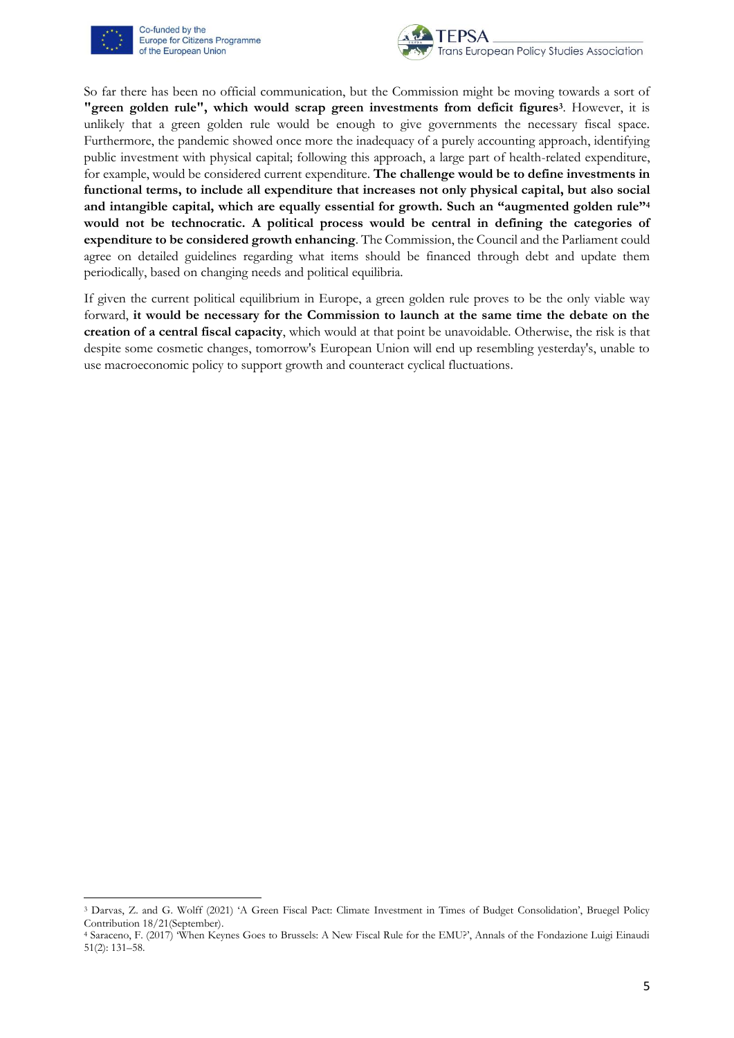So far there has been no official communication, but the Commission might be moving towards a sort of **"green golden rule", which would scrap green investments from deficit figures**[3]. However, it is unlikely that a green golden rule would be enough to give governments the necessary fiscal space. Furthermore, the pandemic showed once more the inadequacy of a purely accounting approach, identifying public investment with physical capital; following this approach, a large part of health-related expenditure, for example, would be considered current expenditure. **The challenge would be to define investments in functional terms, to include all expenditure that increases not only physical capital, but also social and intangible capital, which are equally essential for growth. Such an "augmented golden rule"[4] would not be technocratic. A political process would be central in defining the categories of expenditure to be considered growth enhancing**. The Commission, the Council and the Parliament could agree on detailed guidelines regarding what items should be financed through debt and update them periodically, based on changing needs and political equilibria.

If given the current political equilibrium in Europe, a green golden rule proves to be the only viable way forward, **it would be necessary for the Commission to launch at the same time the debate on the creation of a central fiscal capacity**, which would at that point be unavoidable. Otherwise, the risk is that despite some cosmetic changes, tomorrow's European Union will end up resembling yesterday's, unable to use macroeconomic policy to support growth and counteract cyclical fluctuations.

---

[3] Darvas, Z. and G. Wolff (2021) 'A Green Fiscal Pact: Climate Investment in Times of Budget Consolidation', Bruegel Policy Contribution 18/21(September).

[4] Saraceno, F. (2017) 'When Keynes Goes to Brussels: A New Fiscal Rule for the EMU?', Annals of the Fondazione Luigi Einaudi 51(2): 131–58.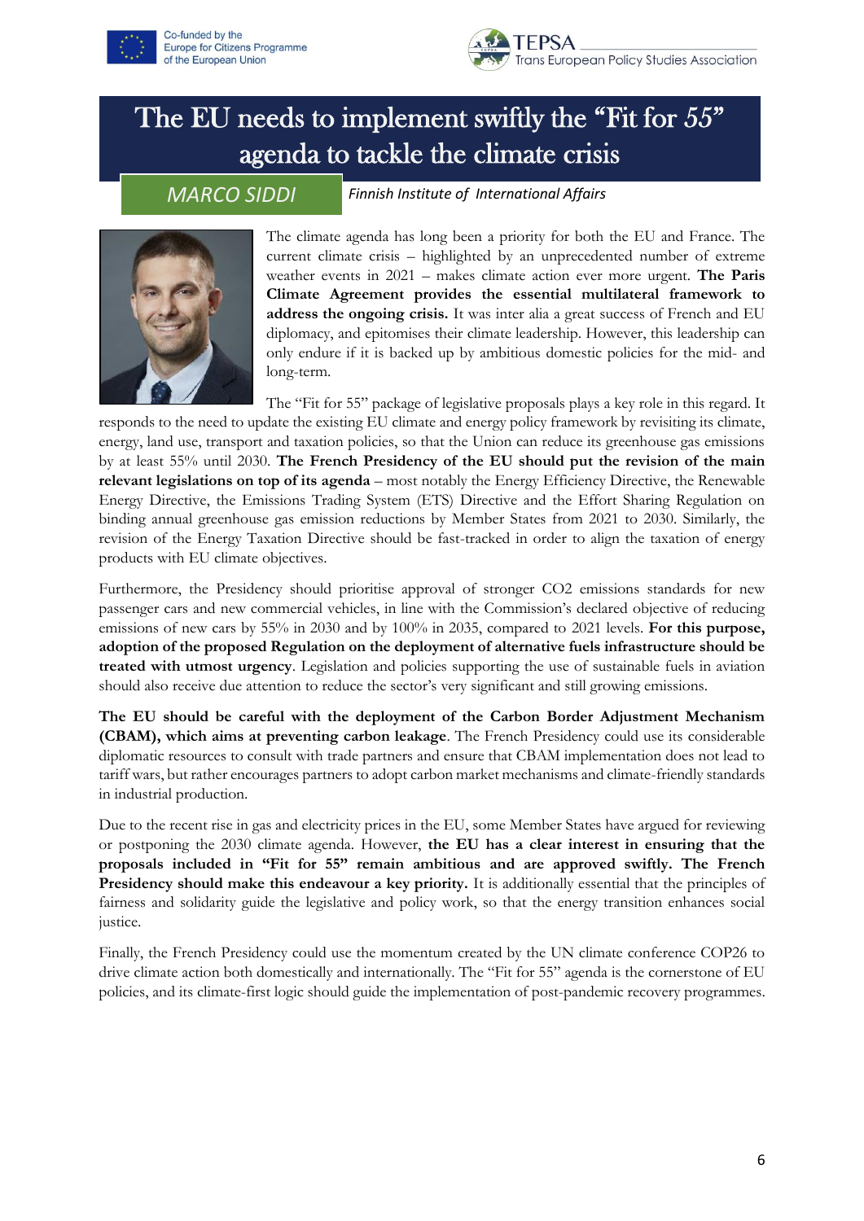# The EU needs to implement swiftly the "Fit for 55" agenda to tackle the climate crisis

*MARCO SIDDI* — *Finnish Institute of International Affairs*

The climate agenda has long been a priority for both the EU and France. The current climate crisis – highlighted by an unprecedented number of extreme weather events in 2021 – makes climate action ever more urgent. **The Paris Climate Agreement provides the essential multilateral framework to address the ongoing crisis.** It was inter alia a great success of French and EU diplomacy, and epitomises their climate leadership. However, this leadership can only endure if it is backed up by ambitious domestic policies for the mid- and long-term.

The "Fit for 55" package of legislative proposals plays a key role in this regard. It responds to the need to update the existing EU climate and energy policy framework by revisiting its climate, energy, land use, transport and taxation policies, so that the Union can reduce its greenhouse gas emissions by at least 55% until 2030. **The French Presidency of the EU should put the revision of the main relevant legislations on top of its agenda** – most notably the Energy Efficiency Directive, the Renewable Energy Directive, the Emissions Trading System (ETS) Directive and the Effort Sharing Regulation on binding annual greenhouse gas emission reductions by Member States from 2021 to 2030. Similarly, the revision of the Energy Taxation Directive should be fast-tracked in order to align the taxation of energy products with EU climate objectives.

Furthermore, the Presidency should prioritise approval of stronger CO2 emissions standards for new passenger cars and new commercial vehicles, in line with the Commission's declared objective of reducing emissions of new cars by 55% in 2030 and by 100% in 2035, compared to 2021 levels. **For this purpose, adoption of the proposed Regulation on the deployment of alternative fuels infrastructure should be treated with utmost urgency**. Legislation and policies supporting the use of sustainable fuels in aviation should also receive due attention to reduce the sector's very significant and still growing emissions.

**The EU should be careful with the deployment of the Carbon Border Adjustment Mechanism (CBAM), which aims at preventing carbon leakage**. The French Presidency could use its considerable diplomatic resources to consult with trade partners and ensure that CBAM implementation does not lead to tariff wars, but rather encourages partners to adopt carbon market mechanisms and climate-friendly standards in industrial production.

Due to the recent rise in gas and electricity prices in the EU, some Member States have argued for reviewing or postponing the 2030 climate agenda. However, **the EU has a clear interest in ensuring that the proposals included in "Fit for 55" remain ambitious and are approved swiftly. The French Presidency should make this endeavour a key priority.** It is additionally essential that the principles of fairness and solidarity guide the legislative and policy work, so that the energy transition enhances social justice.

Finally, the French Presidency could use the momentum created by the UN climate conference COP26 to drive climate action both domestically and internationally. The "Fit for 55" agenda is the cornerstone of EU policies, and its climate-first logic should guide the implementation of post-pandemic recovery programmes.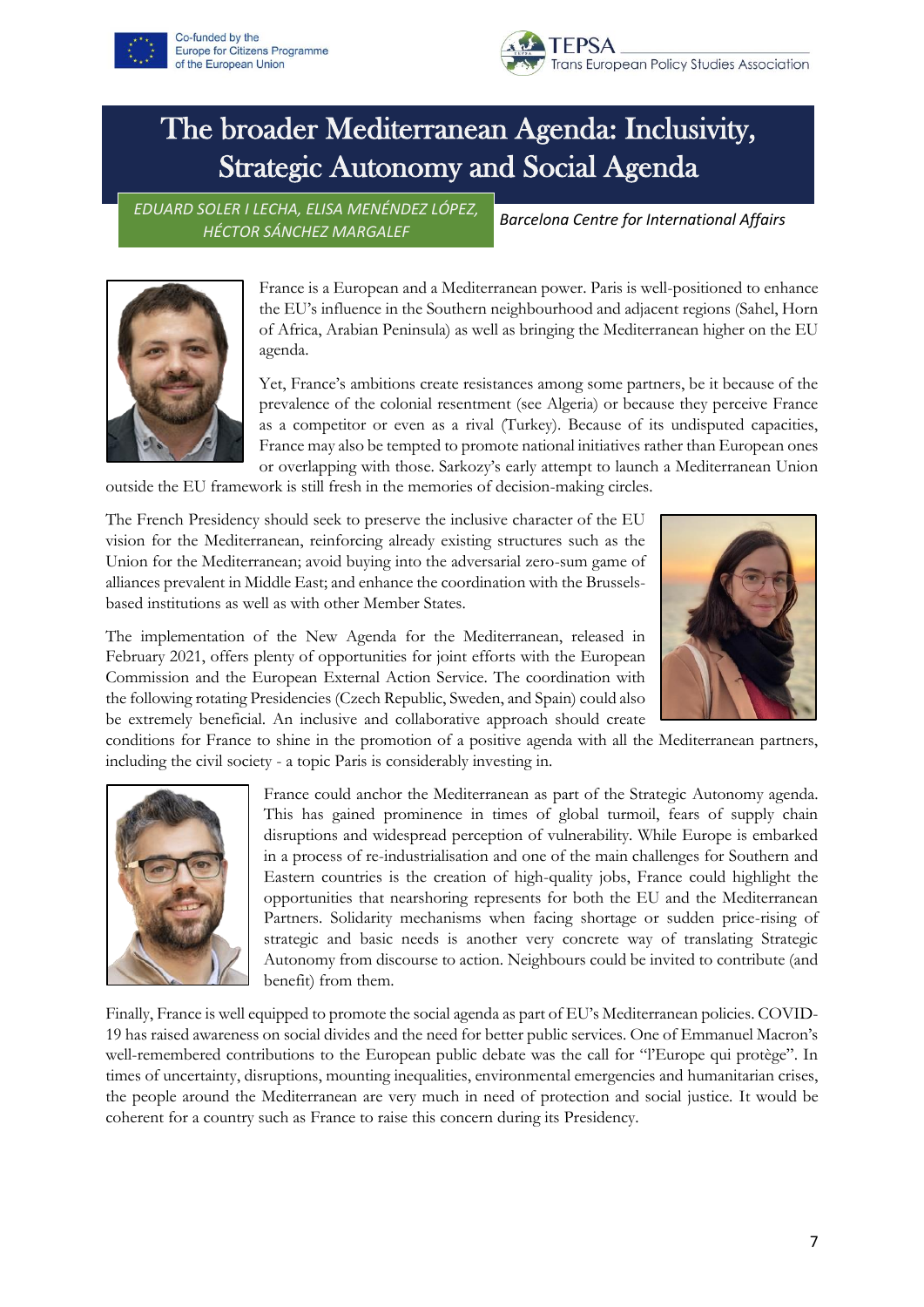# The broader Mediterranean Agenda: Inclusivity, Strategic Autonomy and Social Agenda

*EDUARD SOLER I LECHA, ELISA MENÉNDEZ LÓPEZ, HÉCTOR SÁNCHEZ MARGALEF*

*Barcelona Centre for International Affairs*

France is a European and a Mediterranean power. Paris is well-positioned to enhance the EU's influence in the Southern neighbourhood and adjacent regions (Sahel, Horn of Africa, Arabian Peninsula) as well as bringing the Mediterranean higher on the EU agenda.

Yet, France's ambitions create resistances among some partners, be it because of the prevalence of the colonial resentment (see Algeria) or because they perceive France as a competitor or even as a rival (Turkey). Because of its undisputed capacities, France may also be tempted to promote national initiatives rather than European ones or overlapping with those. Sarkozy's early attempt to launch a Mediterranean Union outside the EU framework is still fresh in the memories of decision-making circles.

The French Presidency should seek to preserve the inclusive character of the EU vision for the Mediterranean, reinforcing already existing structures such as the Union for the Mediterranean; avoid buying into the adversarial zero-sum game of alliances prevalent in Middle East; and enhance the coordination with the Brussels-based institutions as well as with other Member States.

The implementation of the New Agenda for the Mediterranean, released in February 2021, offers plenty of opportunities for joint efforts with the European Commission and the European External Action Service. The coordination with the following rotating Presidencies (Czech Republic, Sweden, and Spain) could also be extremely beneficial. An inclusive and collaborative approach should create conditions for France to shine in the promotion of a positive agenda with all the Mediterranean partners, including the civil society - a topic Paris is considerably investing in.

France could anchor the Mediterranean as part of the Strategic Autonomy agenda. This has gained prominence in times of global turmoil, fears of supply chain disruptions and widespread perception of vulnerability. While Europe is embarked in a process of re-industrialisation and one of the main challenges for Southern and Eastern countries is the creation of high-quality jobs, France could highlight the opportunities that nearshoring represents for both the EU and the Mediterranean Partners. Solidarity mechanisms when facing shortage or sudden price-rising of strategic and basic needs is another very concrete way of translating Strategic Autonomy from discourse to action. Neighbours could be invited to contribute (and benefit) from them.

Finally, France is well equipped to promote the social agenda as part of EU's Mediterranean policies. COVID-19 has raised awareness on social divides and the need for better public services. One of Emmanuel Macron's well-remembered contributions to the European public debate was the call for "l'Europe qui protège". In times of uncertainty, disruptions, mounting inequalities, environmental emergencies and humanitarian crises, the people around the Mediterranean are very much in need of protection and social justice. It would be coherent for a country such as France to raise this concern during its Presidency.